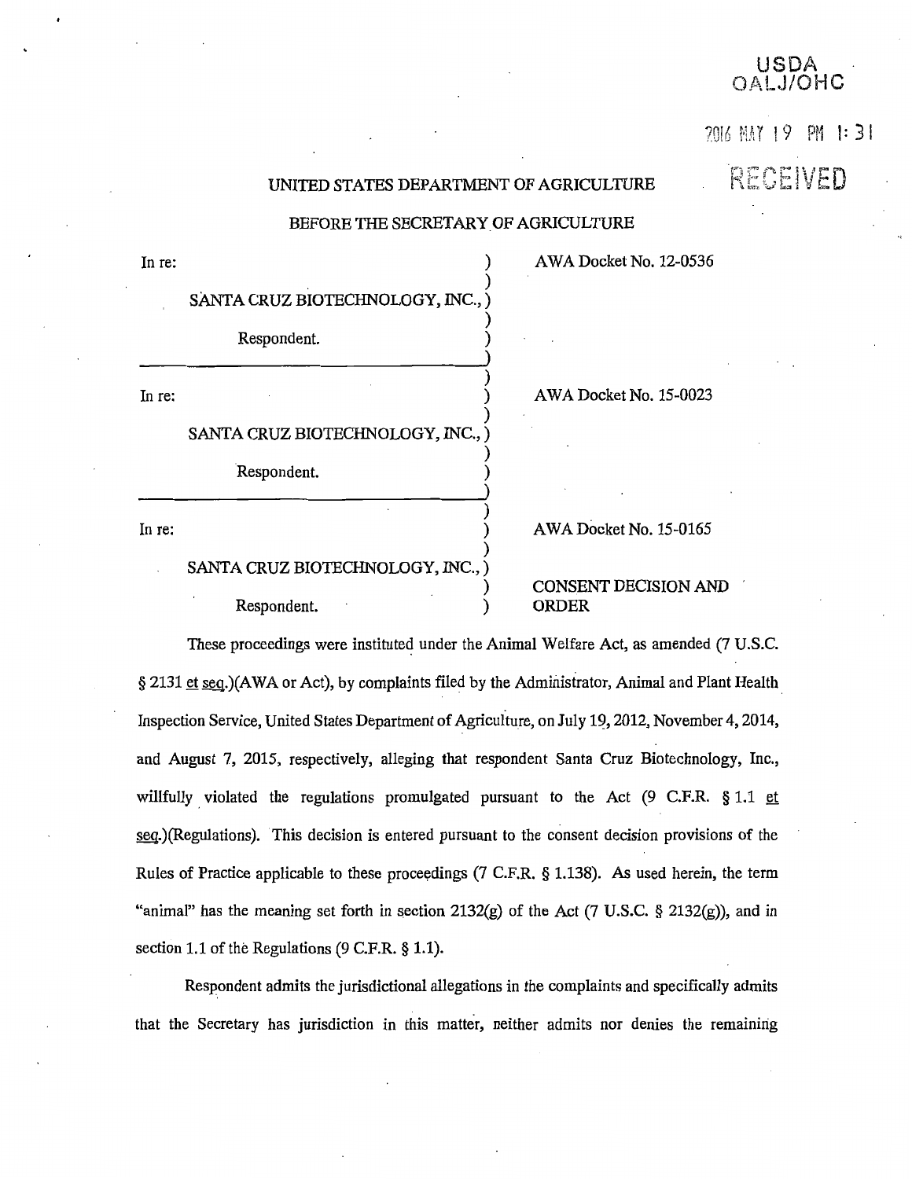USDA
OALJ/OHC

2016 MAY 19 PM 1:31

RECEIVED

UNITED STATES DEPARTMENT OF AGRICULTURE

BEFORE THE SECRETARY OF AGRICULTURE

| | |
|---|---|
| In re:<br><br>SANTA CRUZ BIOTECHNOLOGY, INC.,<br><br>Respondent. | AWA Docket No. 12-0536 |
| In re:<br><br>SANTA CRUZ BIOTECHNOLOGY, INC.,<br><br>Respondent. | AWA Docket No. 15-0023 |
| In re:<br><br>SANTA CRUZ BIOTECHNOLOGY, INC.,<br><br>Respondent. | AWA Docket No. 15-0165<br><br>CONSENT DECISION AND ORDER |

These proceedings were instituted under the Animal Welfare Act, as amended (7 U.S.C. § 2131 et seq.)(AWA or Act), by complaints filed by the Administrator, Animal and Plant Health Inspection Service, United States Department of Agriculture, on July 19, 2012, November 4, 2014, and August 7, 2015, respectively, alleging that respondent Santa Cruz Biotechnology, Inc., willfully violated the regulations promulgated pursuant to the Act (9 C.F.R. § 1.1 et seq.)(Regulations). This decision is entered pursuant to the consent decision provisions of the Rules of Practice applicable to these proceedings (7 C.F.R. § 1.138). As used herein, the term "animal" has the meaning set forth in section 2132(g) of the Act (7 U.S.C. § 2132(g)), and in section 1.1 of the Regulations (9 C.F.R. § 1.1).

Respondent admits the jurisdictional allegations in the complaints and specifically admits that the Secretary has jurisdiction in this matter, neither admits nor denies the remaining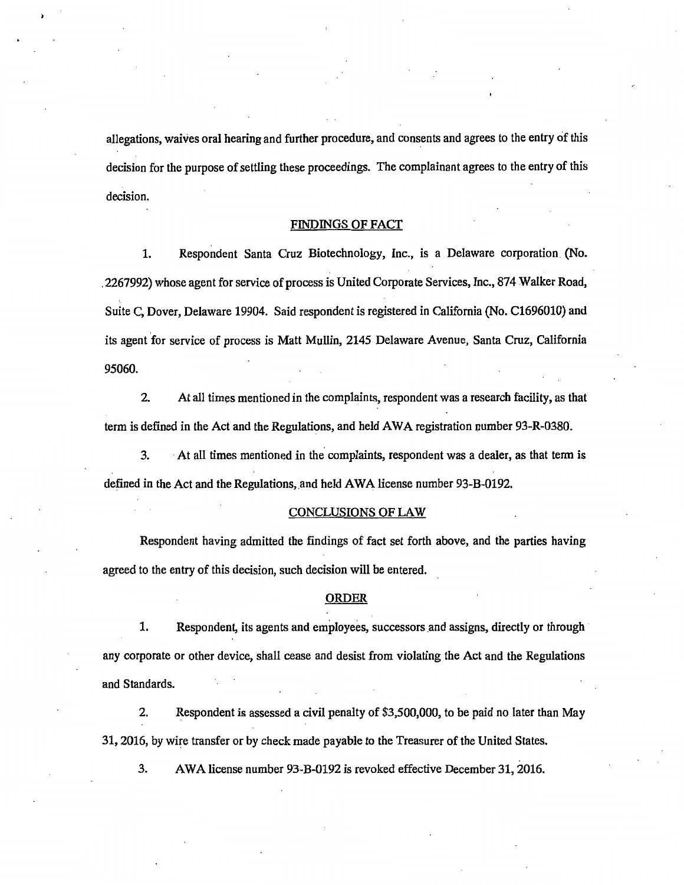allegations, waives oral hearing and further procedure, and consents and agrees to the entry of this decision for the purpose of settling these proceedings. The complainant agrees to the entry of this decision.

## FINDINGS OF FACT

1. Respondent Santa Cruz Biotechnology, Inc., is a Delaware corporation (No. 2267992) whose agent for service of process is United Corporate Services, Inc., 874 Walker Road, Suite C, Dover, Delaware 19904. Said respondent is registered in California (No. C1696010) and its agent for service of process is Matt Mullin, 2145 Delaware Avenue, Santa Cruz, California 95060.

2. At all times mentioned in the complaints, respondent was a research facility, as that term is defined in the Act and the Regulations, and held AWA registration number 93-R-0380.

3. At all times mentioned in the complaints, respondent was a dealer, as that term is defined in the Act and the Regulations, and held AWA license number 93-B-0192.

## CONCLUSIONS OF LAW

Respondent having admitted the findings of fact set forth above, and the parties having agreed to the entry of this decision, such decision will be entered.

## ORDER

1. Respondent, its agents and employees, successors and assigns, directly or through any corporate or other device, shall cease and desist from violating the Act and the Regulations and Standards.

2. Respondent is assessed a civil penalty of $3,500,000, to be paid no later than May 31, 2016, by wire transfer or by check made payable to the Treasurer of the United States.

3. AWA license number 93-B-0192 is revoked effective December 31, 2016.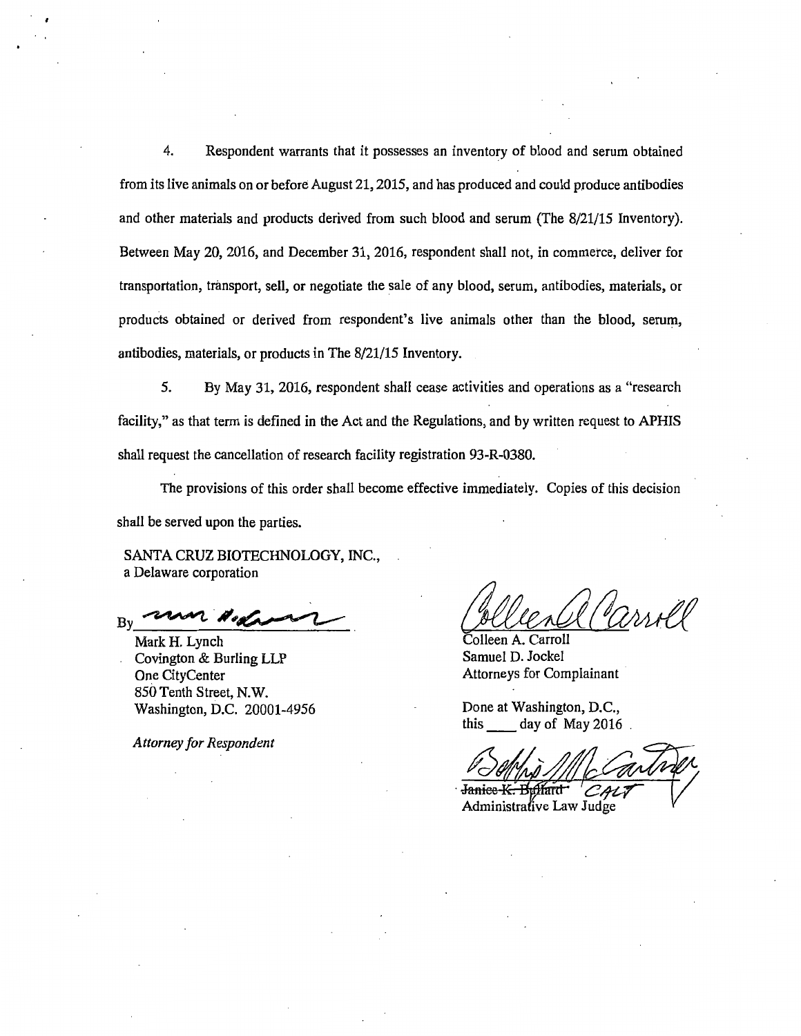4. Respondent warrants that it possesses an inventory of blood and serum obtained from its live animals on or before August 21, 2015, and has produced and could produce antibodies and other materials and products derived from such blood and serum (The 8/21/15 Inventory). Between May 20, 2016, and December 31, 2016, respondent shall not, in commerce, deliver for transportation, transport, sell, or negotiate the sale of any blood, serum, antibodies, materials, or products obtained or derived from respondent's live animals other than the blood, serum, antibodies, materials, or products in The 8/21/15 Inventory.

5. By May 31, 2016, respondent shall cease activities and operations as a "research facility," as that term is defined in the Act and the Regulations, and by written request to APHIS shall request the cancellation of research facility registration 93-R-0380.

The provisions of this order shall become effective immediately. Copies of this decision shall be served upon the parties.

SANTA CRUZ BIOTECHNOLOGY, INC.,
a Delaware corporation

By ______________________

Mark H. Lynch
Covington & Burling LLP
One CityCenter
850 Tenth Street, N.W.
Washington, D.C. 20001-4956

*Attorney for Respondent*

______________________

Colleen A. Carroll
Samuel D. Jockel
Attorneys for Complainant

Done at Washington, D.C.,
this ____ day of May 2016 .

______________________

~~Janice K. Bullard~~ CALJ
Administrative Law Judge